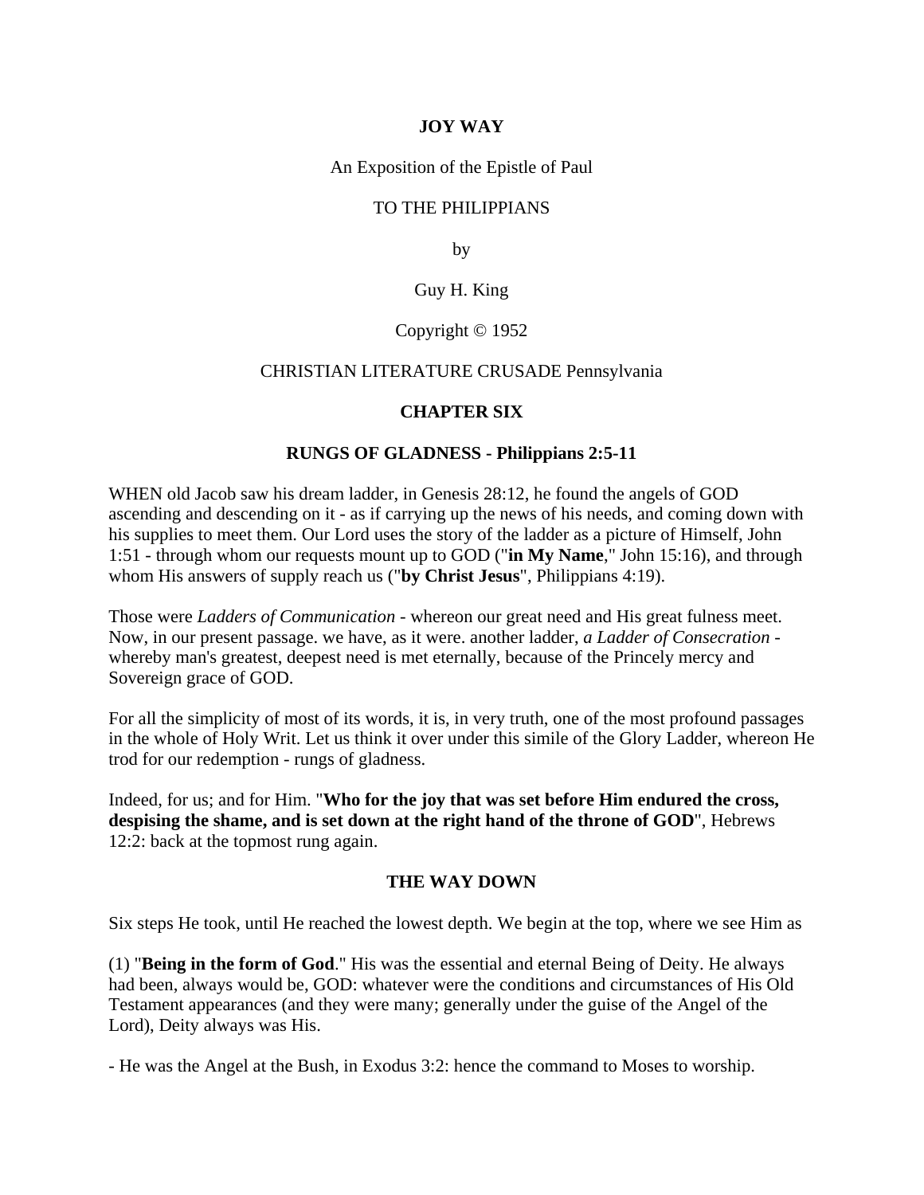# JOY WAY

An Exposition of the Epistle of Paul

TO THE PHILIPPIANS

by

Guy H. King

Copyright © 1952

CHRISTIAN LITERATURE CRUSADE Pennsylvania

## CHAPTER SIX

### RUNGS OF GLADNESS - Philippians 2:5-11

WHEN old Jacob saw his dream ladder, in Genesis 28:12, he found the angels of GOD ascending and descending on it - as if carrying up the news of his needs, and coming down with his supplies to meet them. Our Lord uses the story of the ladder as a picture of Himself, John 1:51 - through whom our requests mount up to GOD ("**in My Name**," John 15:16), and through whom His answers of supply reach us ("**by Christ Jesus**", Philippians 4:19).

Those were *Ladders of Communication* - whereon our great need and His great fulness meet. Now, in our present passage. we have, as it were. another ladder, *a Ladder of Consecration* - whereby man's greatest, deepest need is met eternally, because of the Princely mercy and Sovereign grace of GOD.

For all the simplicity of most of its words, it is, in very truth, one of the most profound passages in the whole of Holy Writ. Let us think it over under this simile of the Glory Ladder, whereon He trod for our redemption - rungs of gladness.

Indeed, for us; and for Him. "**Who for the joy that was set before Him endured the cross, despising the shame, and is set down at the right hand of the throne of GOD**", Hebrews 12:2: back at the topmost rung again.

### THE WAY DOWN

Six steps He took, until He reached the lowest depth. We begin at the top, where we see Him as

(1) "**Being in the form of God**." His was the essential and eternal Being of Deity. He always had been, always would be, GOD: whatever were the conditions and circumstances of His Old Testament appearances (and they were many; generally under the guise of the Angel of the Lord), Deity always was His.

- He was the Angel at the Bush, in Exodus 3:2: hence the command to Moses to worship.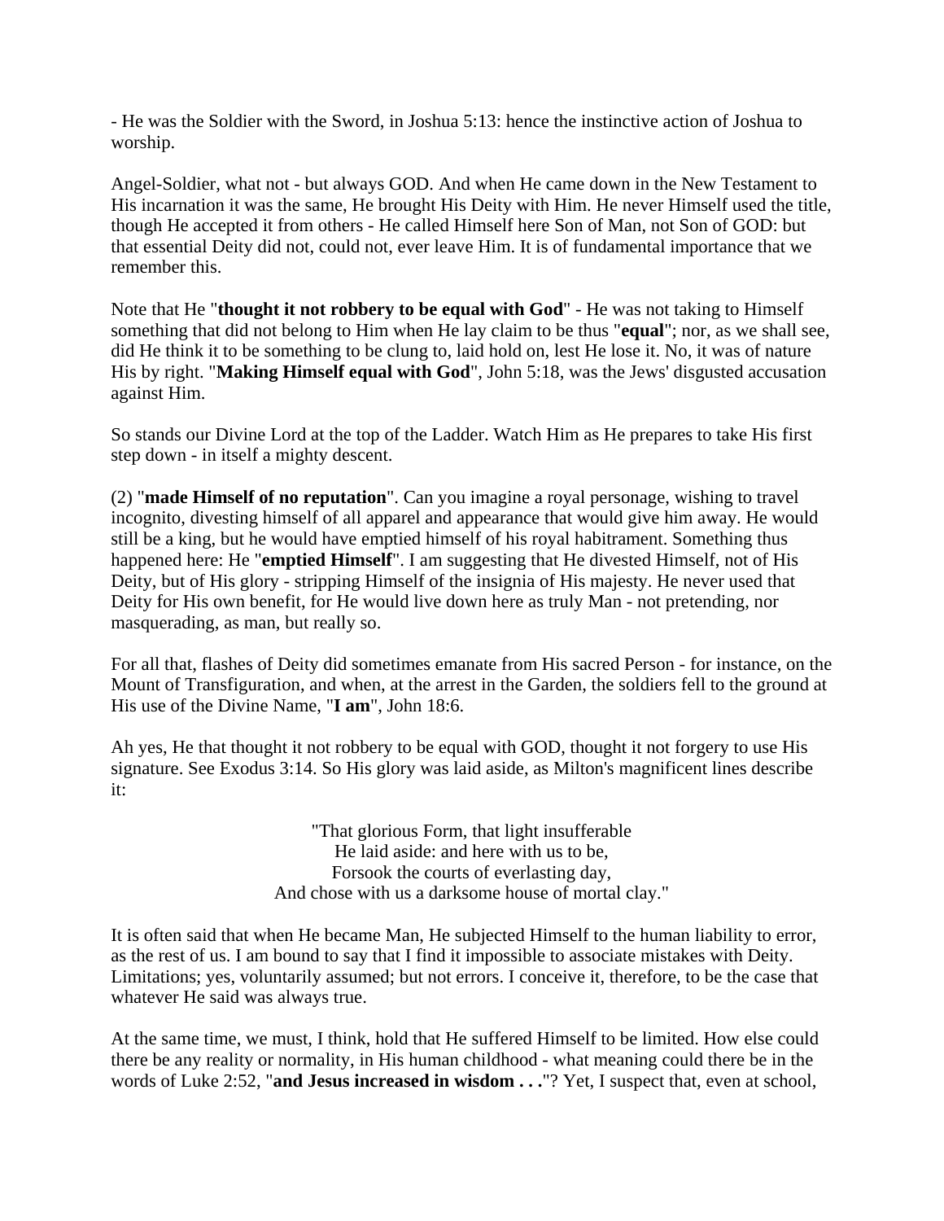- He was the Soldier with the Sword, in Joshua 5:13: hence the instinctive action of Joshua to worship.

Angel-Soldier, what not - but always GOD. And when He came down in the New Testament to His incarnation it was the same, He brought His Deity with Him. He never Himself used the title, though He accepted it from others - He called Himself here Son of Man, not Son of GOD: but that essential Deity did not, could not, ever leave Him. It is of fundamental importance that we remember this.

Note that He "**thought it not robbery to be equal with God**" - He was not taking to Himself something that did not belong to Him when He lay claim to be thus "**equal**"; nor, as we shall see, did He think it to be something to be clung to, laid hold on, lest He lose it. No, it was of nature His by right. "**Making Himself equal with God**", John 5:18, was the Jews' disgusted accusation against Him.

So stands our Divine Lord at the top of the Ladder. Watch Him as He prepares to take His first step down - in itself a mighty descent.

(2) "**made Himself of no reputation**". Can you imagine a royal personage, wishing to travel incognito, divesting himself of all apparel and appearance that would give him away. He would still be a king, but he would have emptied himself of his royal habitrament. Something thus happened here: He "**emptied Himself**". I am suggesting that He divested Himself, not of His Deity, but of His glory - stripping Himself of the insignia of His majesty. He never used that Deity for His own benefit, for He would live down here as truly Man - not pretending, nor masquerading, as man, but really so.

For all that, flashes of Deity did sometimes emanate from His sacred Person - for instance, on the Mount of Transfiguration, and when, at the arrest in the Garden, the soldiers fell to the ground at His use of the Divine Name, "**I am**", John 18:6.

Ah yes, He that thought it not robbery to be equal with GOD, thought it not forgery to use His signature. See Exodus 3:14. So His glory was laid aside, as Milton's magnificent lines describe it:

> "That glorious Form, that light insufferable
> He laid aside: and here with us to be,
> Forsook the courts of everlasting day,
> And chose with us a darksome house of mortal clay."

It is often said that when He became Man, He subjected Himself to the human liability to error, as the rest of us. I am bound to say that I find it impossible to associate mistakes with Deity. Limitations; yes, voluntarily assumed; but not errors. I conceive it, therefore, to be the case that whatever He said was always true.

At the same time, we must, I think, hold that He suffered Himself to be limited. How else could there be any reality or normality, in His human childhood - what meaning could there be in the words of Luke 2:52, "**and Jesus increased in wisdom . . .**"? Yet, I suspect that, even at school,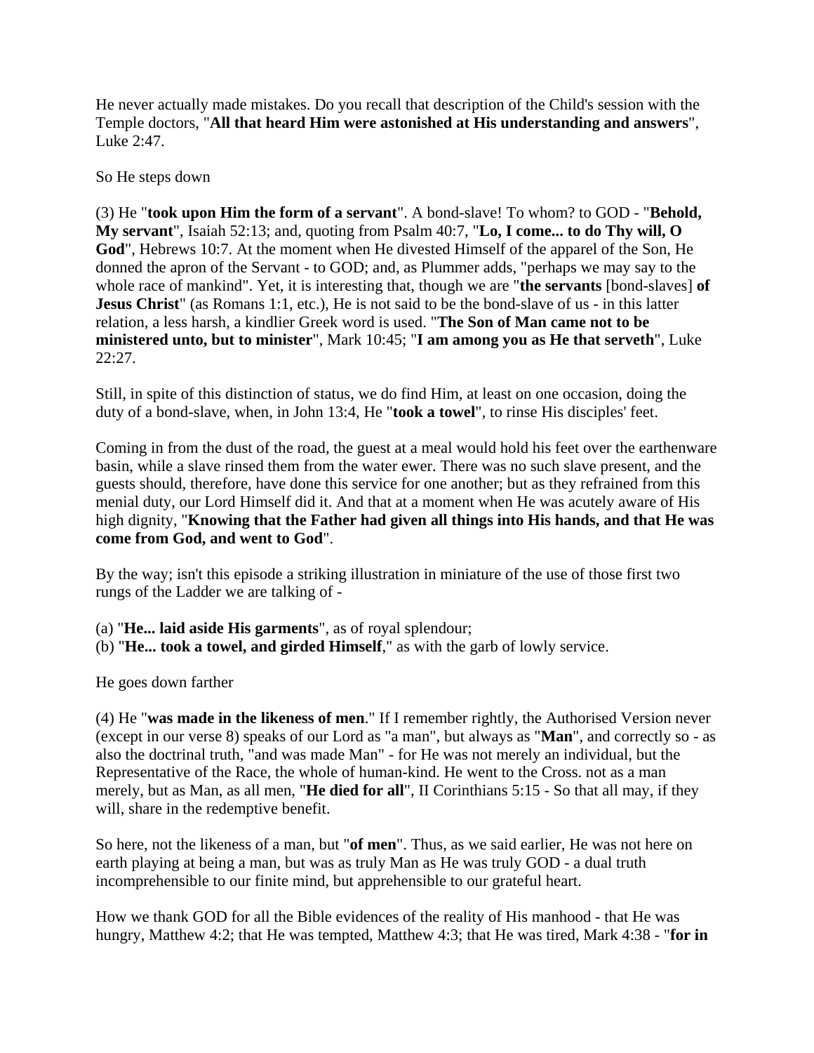He never actually made mistakes. Do you recall that description of the Child's session with the Temple doctors, "**All that heard Him were astonished at His understanding and answers**", Luke 2:47.

So He steps down

(3) He "**took upon Him the form of a servant**". A bond-slave! To whom? to GOD - "**Behold, My servant**", Isaiah 52:13; and, quoting from Psalm 40:7, "**Lo, I come... to do Thy will, O God**", Hebrews 10:7. At the moment when He divested Himself of the apparel of the Son, He donned the apron of the Servant - to GOD; and, as Plummer adds, "perhaps we may say to the whole race of mankind". Yet, it is interesting that, though we are "**the servants** [bond-slaves] **of Jesus Christ**" (as Romans 1:1, etc.), He is not said to be the bond-slave of us - in this latter relation, a less harsh, a kindlier Greek word is used. "**The Son of Man came not to be ministered unto, but to minister**", Mark 10:45; "**I am among you as He that serveth**", Luke 22:27.

Still, in spite of this distinction of status, we do find Him, at least on one occasion, doing the duty of a bond-slave, when, in John 13:4, He "**took a towel**", to rinse His disciples' feet.

Coming in from the dust of the road, the guest at a meal would hold his feet over the earthenware basin, while a slave rinsed them from the water ewer. There was no such slave present, and the guests should, therefore, have done this service for one another; but as they refrained from this menial duty, our Lord Himself did it. And that at a moment when He was acutely aware of His high dignity, "**Knowing that the Father had given all things into His hands, and that He was come from God, and went to God**".

By the way; isn't this episode a striking illustration in miniature of the use of those first two rungs of the Ladder we are talking of -

(a) "**He... laid aside His garments**", as of royal splendour;
(b) "**He... took a towel, and girded Himself**," as with the garb of lowly service.

He goes down farther

(4) He "**was made in the likeness of men**." If I remember rightly, the Authorised Version never (except in our verse 8) speaks of our Lord as "a man", but always as "**Man**", and correctly so - as also the doctrinal truth, "and was made Man" - for He was not merely an individual, but the Representative of the Race, the whole of human-kind. He went to the Cross. not as a man merely, but as Man, as all men, "**He died for all**", II Corinthians 5:15 - So that all may, if they will, share in the redemptive benefit.

So here, not the likeness of a man, but "**of men**". Thus, as we said earlier, He was not here on earth playing at being a man, but was as truly Man as He was truly GOD - a dual truth incomprehensible to our finite mind, but apprehensible to our grateful heart.

How we thank GOD for all the Bible evidences of the reality of His manhood - that He was hungry, Matthew 4:2; that He was tempted, Matthew 4:3; that He was tired, Mark 4:38 - "**for in**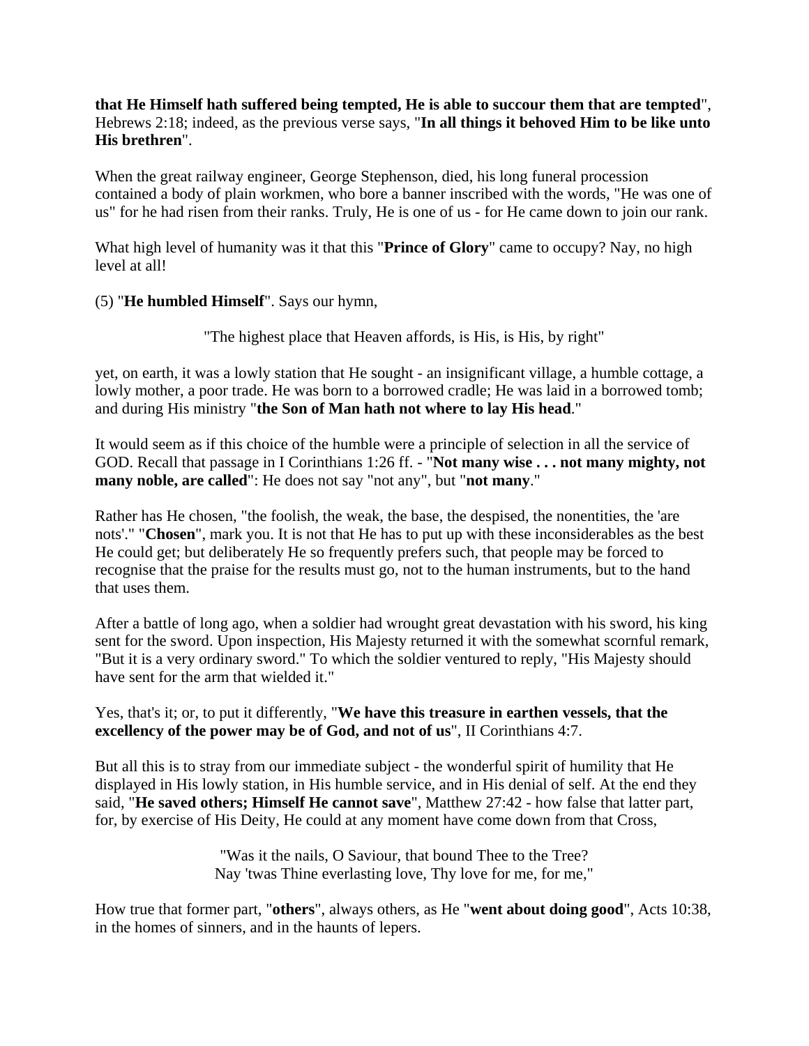**that He Himself hath suffered being tempted, He is able to succour them that are tempted**", Hebrews 2:18; indeed, as the previous verse says, "**In all things it behoved Him to be like unto His brethren**".

When the great railway engineer, George Stephenson, died, his long funeral procession contained a body of plain workmen, who bore a banner inscribed with the words, "He was one of us" for he had risen from their ranks. Truly, He is one of us - for He came down to join our rank.

What high level of humanity was it that this "**Prince of Glory**" came to occupy? Nay, no high level at all!

(5) "**He humbled Himself**". Says our hymn,

"The highest place that Heaven affords, is His, is His, by right"

yet, on earth, it was a lowly station that He sought - an insignificant village, a humble cottage, a lowly mother, a poor trade. He was born to a borrowed cradle; He was laid in a borrowed tomb; and during His ministry "**the Son of Man hath not where to lay His head**."

It would seem as if this choice of the humble were a principle of selection in all the service of GOD. Recall that passage in I Corinthians 1:26 ff. - "**Not many wise . . . not many mighty, not many noble, are called**": He does not say "not any", but "**not many**."

Rather has He chosen, "the foolish, the weak, the base, the despised, the nonentities, the 'are nots'." "**Chosen**", mark you. It is not that He has to put up with these inconsiderables as the best He could get; but deliberately He so frequently prefers such, that people may be forced to recognise that the praise for the results must go, not to the human instruments, but to the hand that uses them.

After a battle of long ago, when a soldier had wrought great devastation with his sword, his king sent for the sword. Upon inspection, His Majesty returned it with the somewhat scornful remark, "But it is a very ordinary sword." To which the soldier ventured to reply, "His Majesty should have sent for the arm that wielded it."

Yes, that's it; or, to put it differently, "**We have this treasure in earthen vessels, that the excellency of the power may be of God, and not of us**", II Corinthians 4:7.

But all this is to stray from our immediate subject - the wonderful spirit of humility that He displayed in His lowly station, in His humble service, and in His denial of self. At the end they said, "**He saved others; Himself He cannot save**", Matthew 27:42 - how false that latter part, for, by exercise of His Deity, He could at any moment have come down from that Cross,

"Was it the nails, O Saviour, that bound Thee to the Tree?
Nay 'twas Thine everlasting love, Thy love for me, for me,"

How true that former part, "**others**", always others, as He "**went about doing good**", Acts 10:38, in the homes of sinners, and in the haunts of lepers.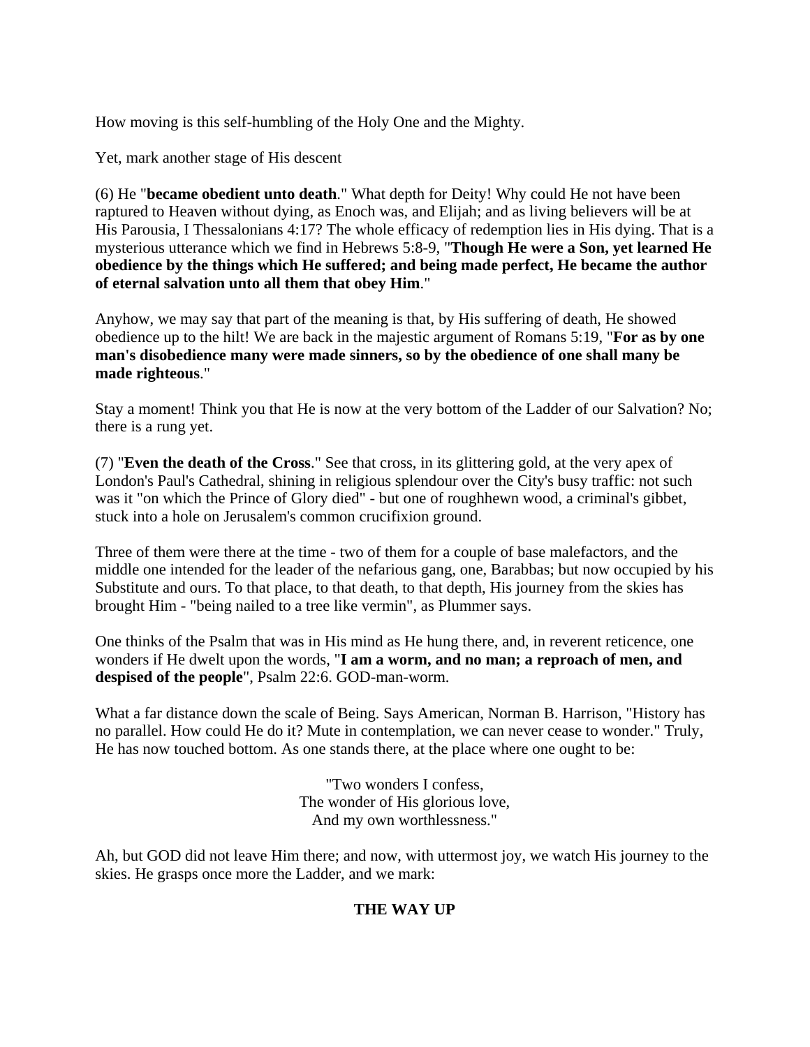How moving is this self-humbling of the Holy One and the Mighty.

Yet, mark another stage of His descent

(6) He "**became obedient unto death**." What depth for Deity! Why could He not have been raptured to Heaven without dying, as Enoch was, and Elijah; and as living believers will be at His Parousia, I Thessalonians 4:17? The whole efficacy of redemption lies in His dying. That is a mysterious utterance which we find in Hebrews 5:8-9, "**Though He were a Son, yet learned He obedience by the things which He suffered; and being made perfect, He became the author of eternal salvation unto all them that obey Him**."

Anyhow, we may say that part of the meaning is that, by His suffering of death, He showed obedience up to the hilt! We are back in the majestic argument of Romans 5:19, "**For as by one man's disobedience many were made sinners, so by the obedience of one shall many be made righteous**."

Stay a moment! Think you that He is now at the very bottom of the Ladder of our Salvation? No; there is a rung yet.

(7) "**Even the death of the Cross**." See that cross, in its glittering gold, at the very apex of London's Paul's Cathedral, shining in religious splendour over the City's busy traffic: not such was it "on which the Prince of Glory died" - but one of roughhewn wood, a criminal's gibbet, stuck into a hole on Jerusalem's common crucifixion ground.

Three of them were there at the time - two of them for a couple of base malefactors, and the middle one intended for the leader of the nefarious gang, one, Barabbas; but now occupied by his Substitute and ours. To that place, to that death, to that depth, His journey from the skies has brought Him - "being nailed to a tree like vermin", as Plummer says.

One thinks of the Psalm that was in His mind as He hung there, and, in reverent reticence, one wonders if He dwelt upon the words, "**I am a worm, and no man; a reproach of men, and despised of the people**", Psalm 22:6. GOD-man-worm.

What a far distance down the scale of Being. Says American, Norman B. Harrison, "History has no parallel. How could He do it? Mute in contemplation, we can never cease to wonder." Truly, He has now touched bottom. As one stands there, at the place where one ought to be:

"Two wonders I confess,
The wonder of His glorious love,
And my own worthlessness."

Ah, but GOD did not leave Him there; and now, with uttermost joy, we watch His journey to the skies. He grasps once more the Ladder, and we mark:

## THE WAY UP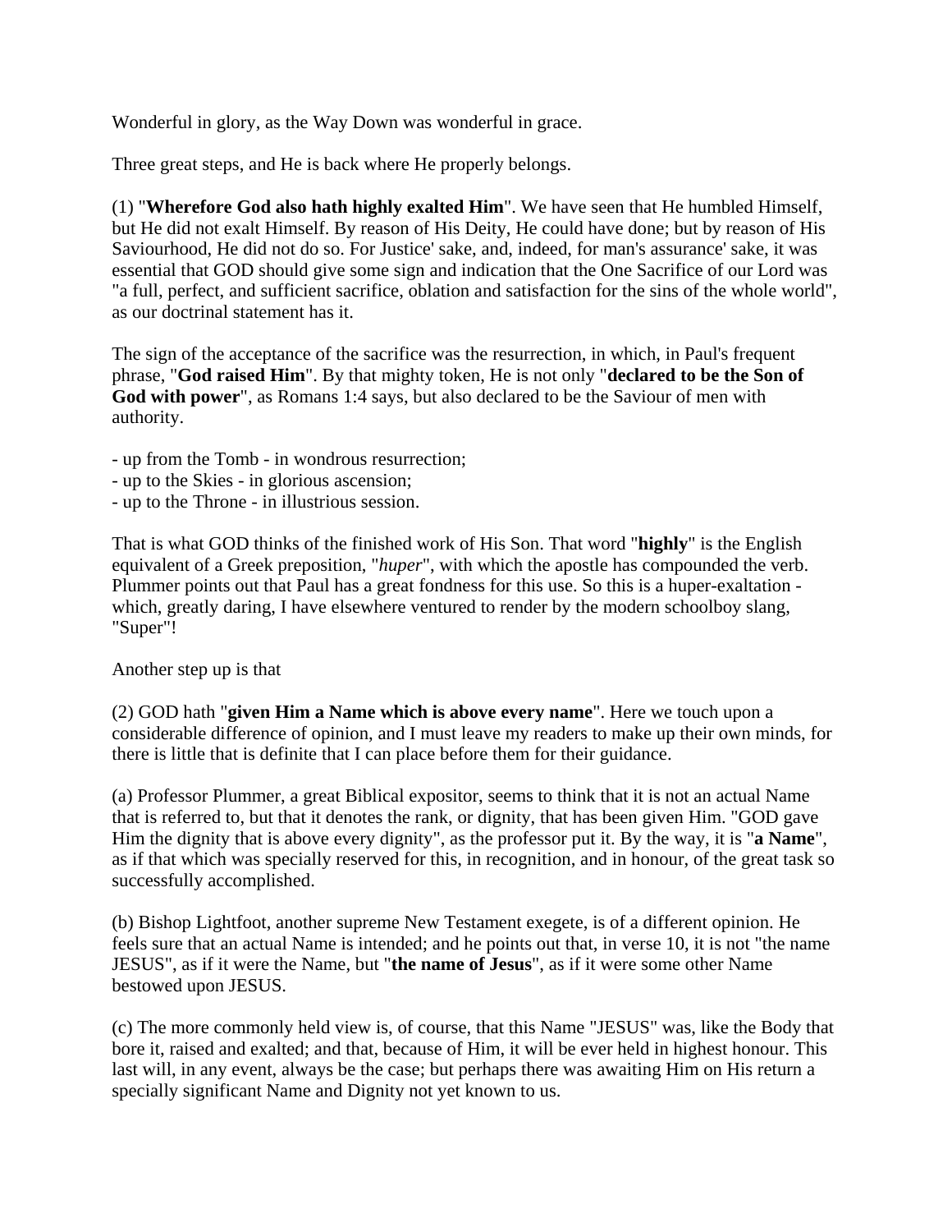Wonderful in glory, as the Way Down was wonderful in grace.

Three great steps, and He is back where He properly belongs.

(1) "**Wherefore God also hath highly exalted Him**". We have seen that He humbled Himself, but He did not exalt Himself. By reason of His Deity, He could have done; but by reason of His Saviourhood, He did not do so. For Justice' sake, and, indeed, for man's assurance' sake, it was essential that GOD should give some sign and indication that the One Sacrifice of our Lord was "a full, perfect, and sufficient sacrifice, oblation and satisfaction for the sins of the whole world", as our doctrinal statement has it.

The sign of the acceptance of the sacrifice was the resurrection, in which, in Paul's frequent phrase, "**God raised Him**". By that mighty token, He is not only "**declared to be the Son of God with power**", as Romans 1:4 says, but also declared to be the Saviour of men with authority.

- up from the Tomb - in wondrous resurrection;
- up to the Skies - in glorious ascension;
- up to the Throne - in illustrious session.

That is what GOD thinks of the finished work of His Son. That word "**highly**" is the English equivalent of a Greek preposition, "*huper*", with which the apostle has compounded the verb. Plummer points out that Paul has a great fondness for this use. So this is a huper-exaltation - which, greatly daring, I have elsewhere ventured to render by the modern schoolboy slang, "Super"!

Another step up is that

(2) GOD hath "**given Him a Name which is above every name**". Here we touch upon a considerable difference of opinion, and I must leave my readers to make up their own minds, for there is little that is definite that I can place before them for their guidance.

(a) Professor Plummer, a great Biblical expositor, seems to think that it is not an actual Name that is referred to, but that it denotes the rank, or dignity, that has been given Him. "GOD gave Him the dignity that is above every dignity", as the professor put it. By the way, it is "**a Name**", as if that which was specially reserved for this, in recognition, and in honour, of the great task so successfully accomplished.

(b) Bishop Lightfoot, another supreme New Testament exegete, is of a different opinion. He feels sure that an actual Name is intended; and he points out that, in verse 10, it is not "the name JESUS", as if it were the Name, but "**the name of Jesus**", as if it were some other Name bestowed upon JESUS.

(c) The more commonly held view is, of course, that this Name "JESUS" was, like the Body that bore it, raised and exalted; and that, because of Him, it will be ever held in highest honour. This last will, in any event, always be the case; but perhaps there was awaiting Him on His return a specially significant Name and Dignity not yet known to us.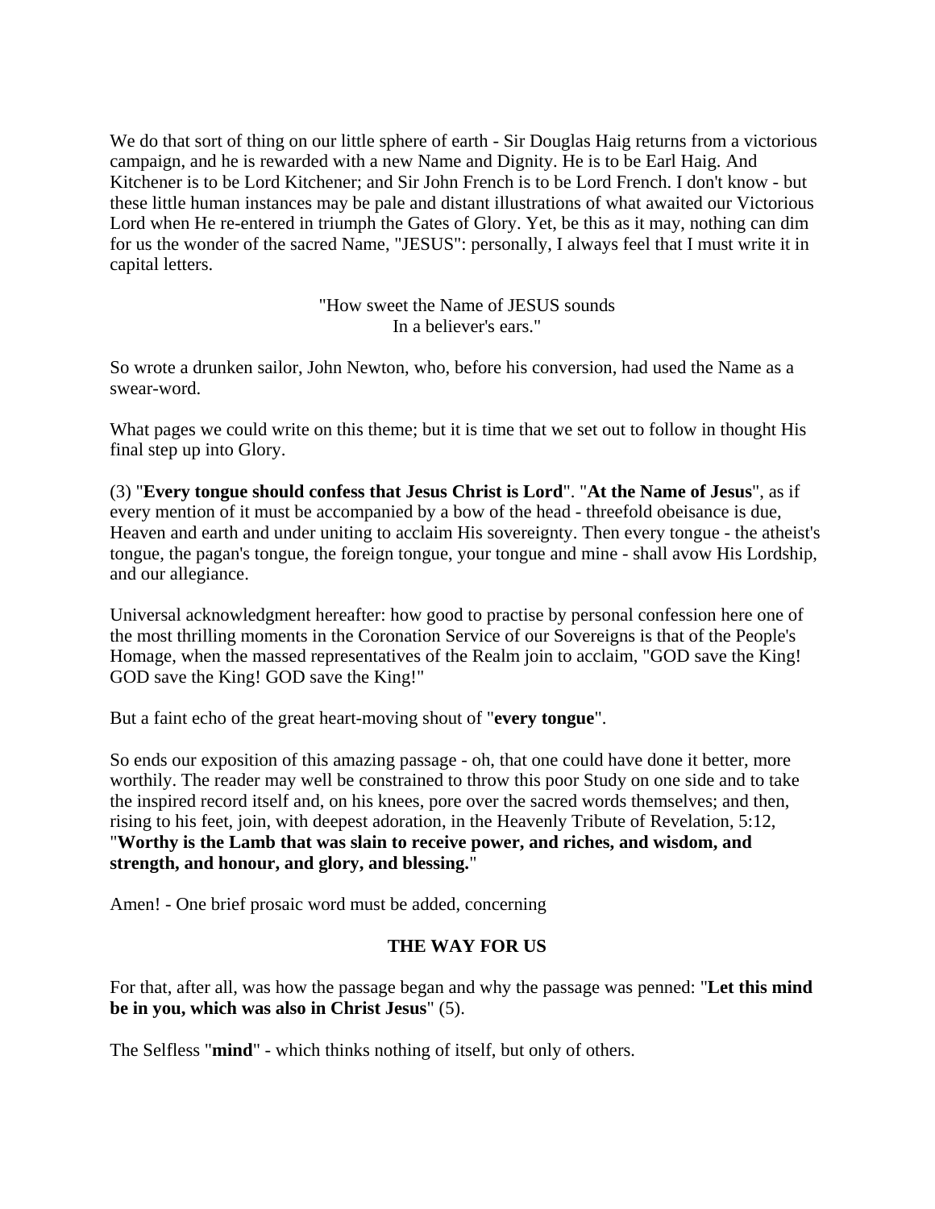We do that sort of thing on our little sphere of earth - Sir Douglas Haig returns from a victorious campaign, and he is rewarded with a new Name and Dignity. He is to be Earl Haig. And Kitchener is to be Lord Kitchener; and Sir John French is to be Lord French. I don't know - but these little human instances may be pale and distant illustrations of what awaited our Victorious Lord when He re-entered in triumph the Gates of Glory. Yet, be this as it may, nothing can dim for us the wonder of the sacred Name, "JESUS": personally, I always feel that I must write it in capital letters.

"How sweet the Name of JESUS sounds
In a believer's ears."

So wrote a drunken sailor, John Newton, who, before his conversion, had used the Name as a swear-word.

What pages we could write on this theme; but it is time that we set out to follow in thought His final step up into Glory.

(3) "**Every tongue should confess that Jesus Christ is Lord**". "**At the Name of Jesus**", as if every mention of it must be accompanied by a bow of the head - threefold obeisance is due, Heaven and earth and under uniting to acclaim His sovereignty. Then every tongue - the atheist's tongue, the pagan's tongue, the foreign tongue, your tongue and mine - shall avow His Lordship, and our allegiance.

Universal acknowledgment hereafter: how good to practise by personal confession here one of the most thrilling moments in the Coronation Service of our Sovereigns is that of the People's Homage, when the massed representatives of the Realm join to acclaim, "GOD save the King! GOD save the King! GOD save the King!"

But a faint echo of the great heart-moving shout of "**every tongue**".

So ends our exposition of this amazing passage - oh, that one could have done it better, more worthily. The reader may well be constrained to throw this poor Study on one side and to take the inspired record itself and, on his knees, pore over the sacred words themselves; and then, rising to his feet, join, with deepest adoration, in the Heavenly Tribute of Revelation, 5:12, "**Worthy is the Lamb that was slain to receive power, and riches, and wisdom, and strength, and honour, and glory, and blessing.**"

Amen! - One brief prosaic word must be added, concerning

## THE WAY FOR US

For that, after all, was how the passage began and why the passage was penned: "**Let this mind be in you, which was also in Christ Jesus**" (5).

The Selfless "**mind**" - which thinks nothing of itself, but only of others.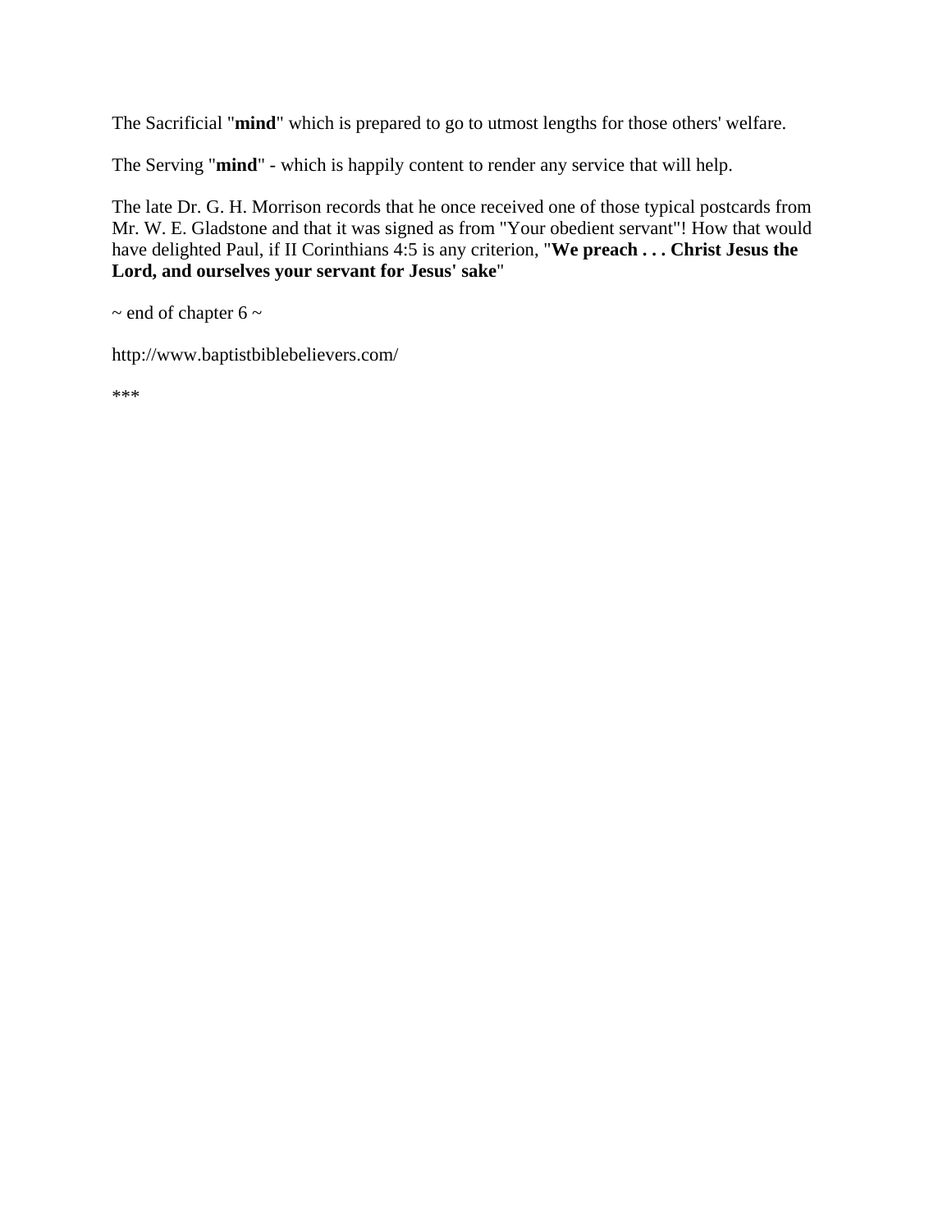The Sacrificial "**mind**" which is prepared to go to utmost lengths for those others' welfare.

The Serving "**mind**" - which is happily content to render any service that will help.

The late Dr. G. H. Morrison records that he once received one of those typical postcards from Mr. W. E. Gladstone and that it was signed as from "Your obedient servant"! How that would have delighted Paul, if II Corinthians 4:5 is any criterion, "**We preach . . . Christ Jesus the Lord, and ourselves your servant for Jesus' sake**"

~ end of chapter 6 ~

http://www.baptistbiblebelievers.com/

***